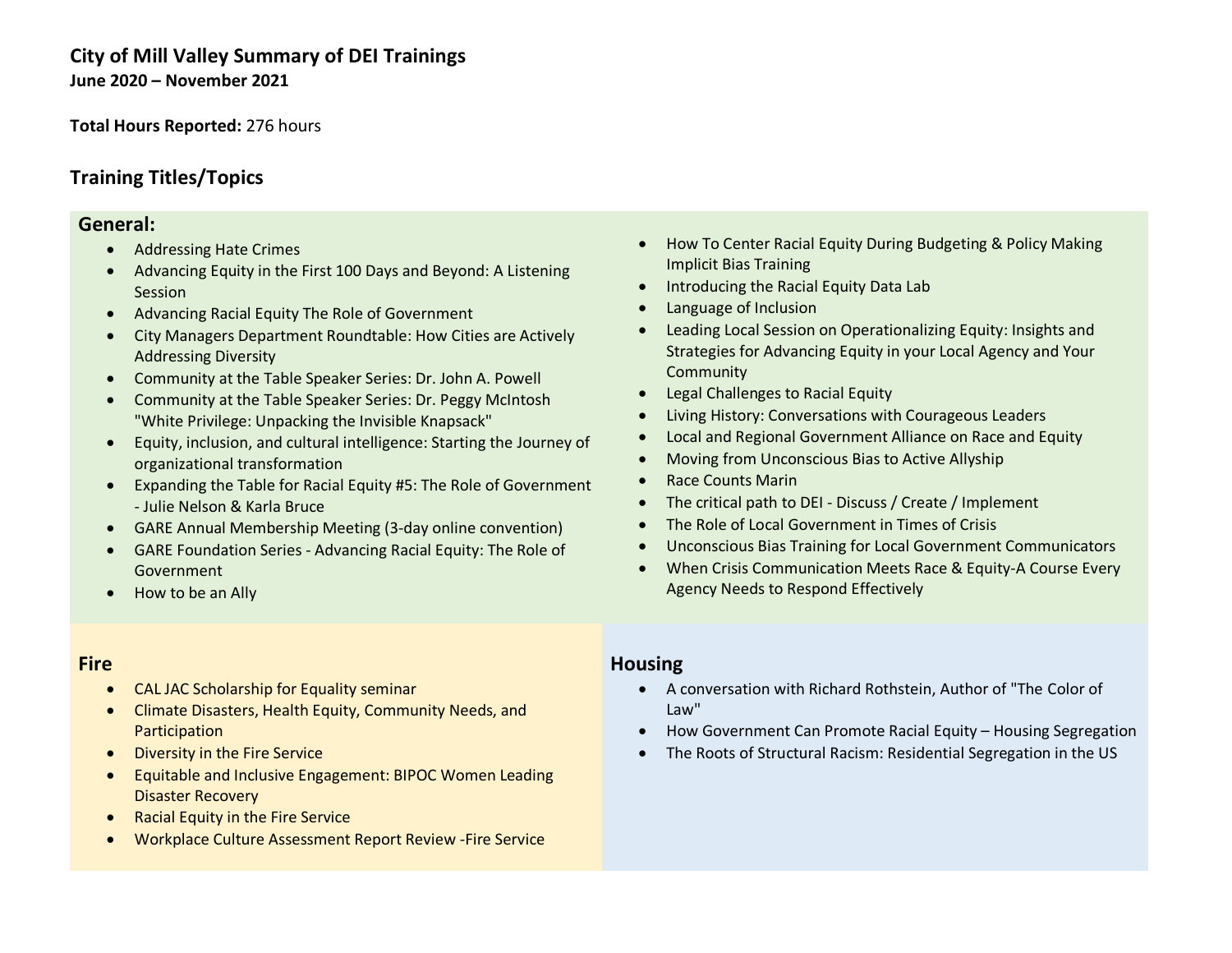## City of Mill Valley Summary of DEI Trainings

**June 2020 – November 2021**

**Total Hours Reported:** 276 hours

## Training Titles/Topics

### General:

- Addressing Hate Crimes
- Advancing Equity in the First 100 Days and Beyond: A Listening Session
- Advancing Racial Equity The Role of Government
- City Managers Department Roundtable: How Cities are Actively Addressing Diversity
- Community at the Table Speaker Series: Dr. John A. Powell
- Community at the Table Speaker Series: Dr. Peggy McIntosh "White Privilege: Unpacking the Invisible Knapsack"
- Equity, inclusion, and cultural intelligence: Starting the Journey of organizational transformation
- Expanding the Table for Racial Equity #5: The Role of Government - Julie Nelson & Karla Bruce
- GARE Annual Membership Meeting (3-day online convention)
- GARE Foundation Series - Advancing Racial Equity: The Role of Government
- How to be an Ally
- How To Center Racial Equity During Budgeting & Policy Making Implicit Bias Training
- Introducing the Racial Equity Data Lab
- Language of Inclusion
- Leading Local Session on Operationalizing Equity: Insights and Strategies for Advancing Equity in your Local Agency and Your Community
- Legal Challenges to Racial Equity
- Living History: Conversations with Courageous Leaders
- Local and Regional Government Alliance on Race and Equity
- Moving from Unconscious Bias to Active Allyship
- Race Counts Marin
- The critical path to DEI - Discuss / Create / Implement
- The Role of Local Government in Times of Crisis
- Unconscious Bias Training for Local Government Communicators
- When Crisis Communication Meets Race & Equity-A Course Every Agency Needs to Respond Effectively

### Fire

- CAL JAC Scholarship for Equality seminar
- Climate Disasters, Health Equity, Community Needs, and Participation
- Diversity in the Fire Service
- Equitable and Inclusive Engagement: BIPOC Women Leading Disaster Recovery
- Racial Equity in the Fire Service
- Workplace Culture Assessment Report Review -Fire Service

### Housing

- A conversation with Richard Rothstein, Author of "The Color of Law"
- How Government Can Promote Racial Equity – Housing Segregation
- The Roots of Structural Racism: Residential Segregation in the US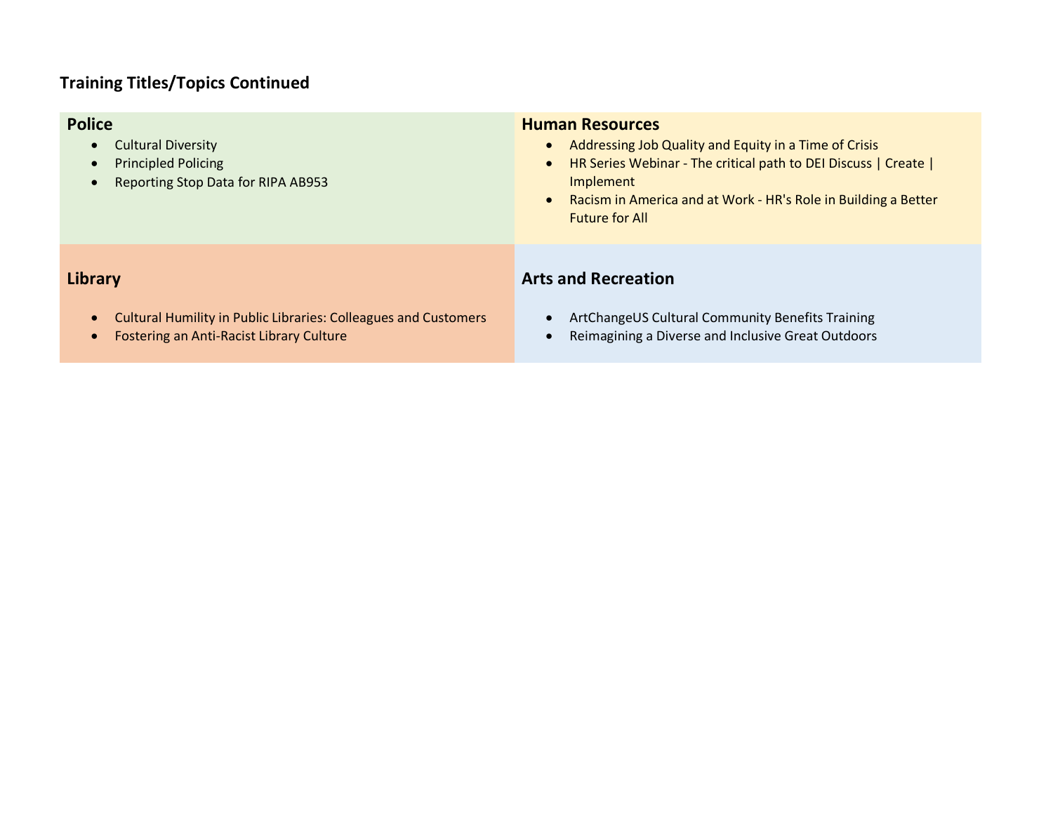**Training Titles/Topics Continued**

### Police

- Cultural Diversity
- Principled Policing
- Reporting Stop Data for RIPA AB953

### Human Resources

- Addressing Job Quality and Equity in a Time of Crisis
- HR Series Webinar - The critical path to DEI Discuss | Create | Implement
- Racism in America and at Work - HR's Role in Building a Better Future for All

### Library

- Cultural Humility in Public Libraries: Colleagues and Customers
- Fostering an Anti-Racist Library Culture

### Arts and Recreation

- ArtChangeUS Cultural Community Benefits Training
- Reimagining a Diverse and Inclusive Great Outdoors